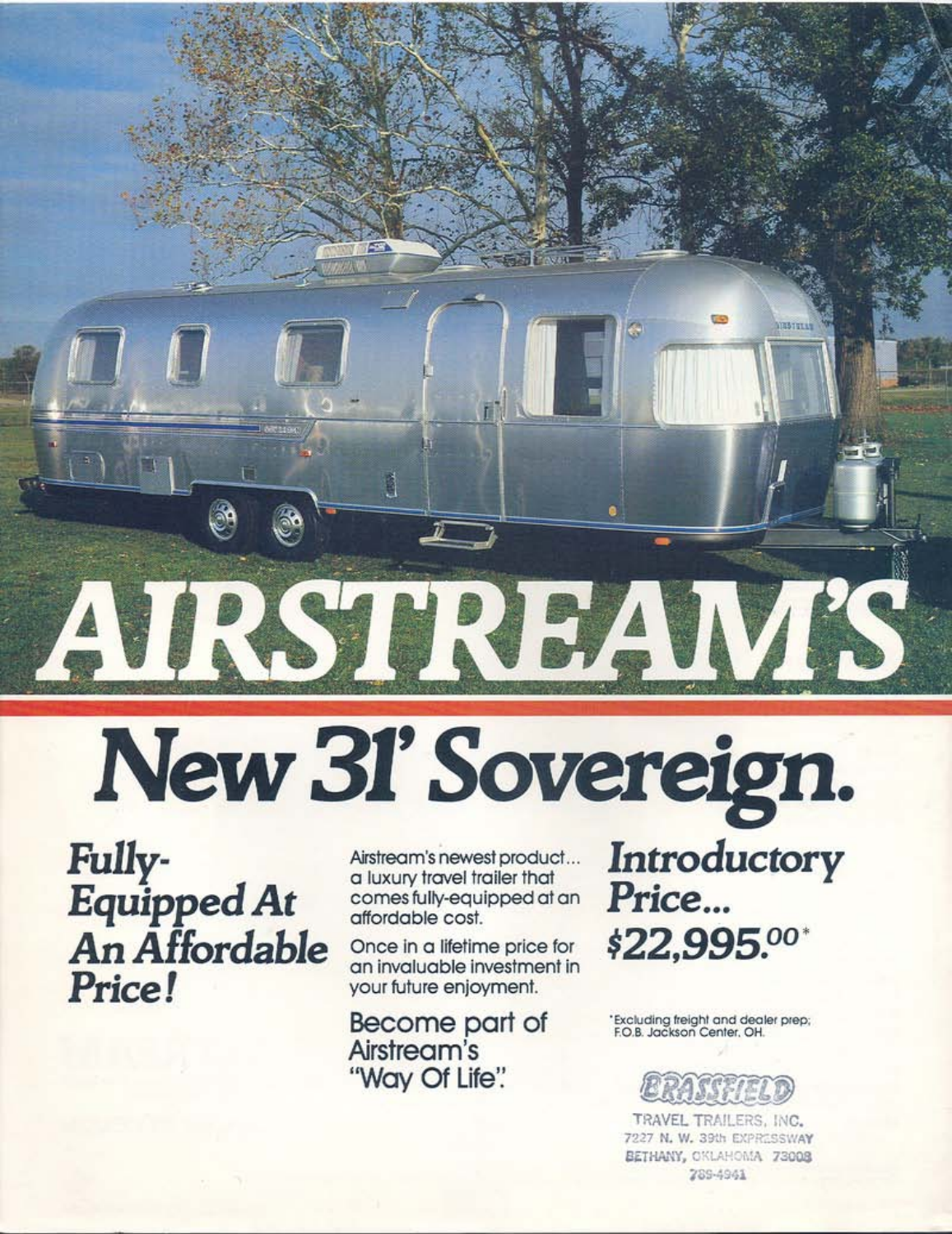# AIRSTREAM'S

# New 31' Sovereign.

## *Fully-Equipped At An Affordable Price!*

Airstream's newest product... a luxury travel trailer that comes fully-equipped at an affordable cost.

Once in a lifetime price for an invaluable investment in your future enjoyment.

Become part of Airstream's "Way Of Life".

## *Introductory Price... $22,995.00*\**

\*Excluding freight and dealer prep; F.O.B. Jackson Center, OH.

BRASSFIELD
TRAVEL TRAILERS, INC.
7227 N. W. 39th EXPRESSWAY
BETHANY, OKLAHOMA 73008
789-4941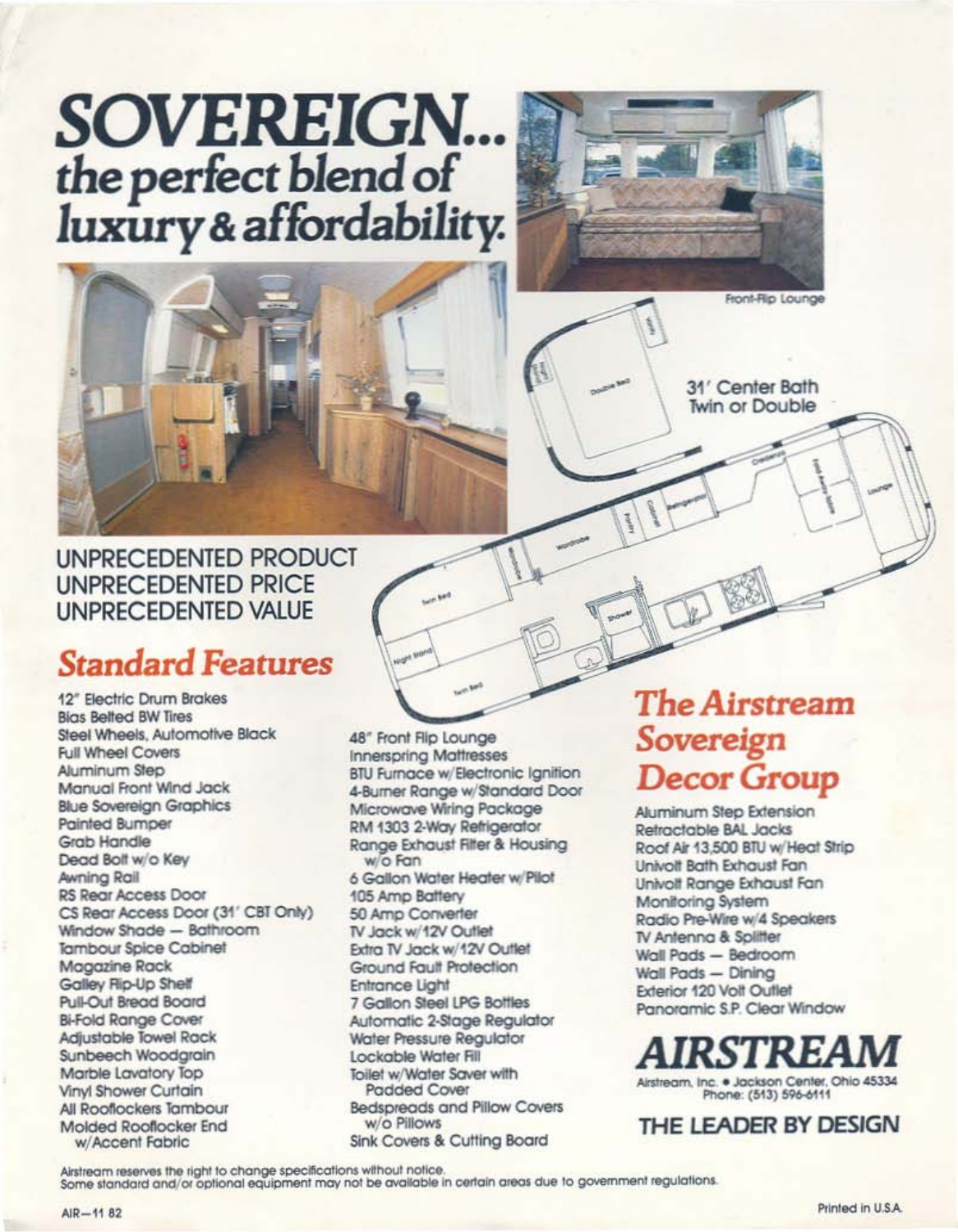# SOVEREIGN... the perfect blend of luxury & affordability.

Front-Flip Lounge

31′ Center Bath
Twin or Double

UNPRECEDENTED PRODUCT
UNPRECEDENTED PRICE
UNPRECEDENTED VALUE

## Standard Features

- 12″ Electric Drum Brakes
- Bias Belted BW Tires
- Steel Wheels, Automotive Black
- Full Wheel Covers
- Aluminum Step
- Manual Front Wind Jack
- Blue Sovereign Graphics
- Painted Bumper
- Grab Handle
- Dead Bolt w/o Key
- Awning Rail
- RS Rear Access Door
- CS Rear Access Door (31′ CBT Only)
- Window Shade — Bathroom
- Tambour Spice Cabinet
- Magazine Rack
- Galley Flip-Up Shelf
- Pull-Out Bread Board
- Bi-Fold Range Cover
- Adjustable Towel Rack
- Sunbeech Woodgrain
- Marble Lavatory Top
- Vinyl Shower Curtain
- All Rooflockers Tambour
- Molded Rooflocker End w/Accent Fabric
- 48″ Front Flip Lounge
- Innerspring Mattresses
- BTU Furnace w/Electronic Ignition
- 4-Burner Range w/Standard Door
- Microwave Wiring Package
- RM 1303 2-Way Refrigerator
- Range Exhaust Filter & Housing w/o Fan
- 6 Gallon Water Heater w/Pilot
- 105 Amp Battery
- 50 Amp Converter
- TV Jack w/12V Outlet
- Extra TV Jack w/12V Outlet
- Ground Fault Protection
- Entrance Light
- 7 Gallon Steel LPG Bottles
- Automatic 2-Stage Regulator
- Water Pressure Regulator
- Lockable Water Fill
- Toilet w/Water Saver with Padded Cover
- Bedspreads and Pillow Covers w/o Pillows
- Sink Covers & Cutting Board

## The Airstream Sovereign Decor Group

- Aluminum Step Extension
- Retractable BAL Jacks
- Roof Air 13,500 BTU w/Heat Strip
- Univolt Bath Exhaust Fan
- Univolt Range Exhaust Fan
- Monitoring System
- Radio Pre-Wire w/4 Speakers
- TV Antenna & Splitter
- Wall Pads — Bedroom
- Wall Pads — Dining
- Exterior 120 Volt Outlet
- Panoramic S.P. Clear Window

**AIRSTREAM**

Airstream, Inc. • Jackson Center, Ohio 45334
Phone: (513) 596-6111

**THE LEADER BY DESIGN**

Airstream reserves the right to change specifications without notice.
Some standard and/or optional equipment may not be available in certain areas due to government regulations.

AIR—11 82

Printed in U.S.A.